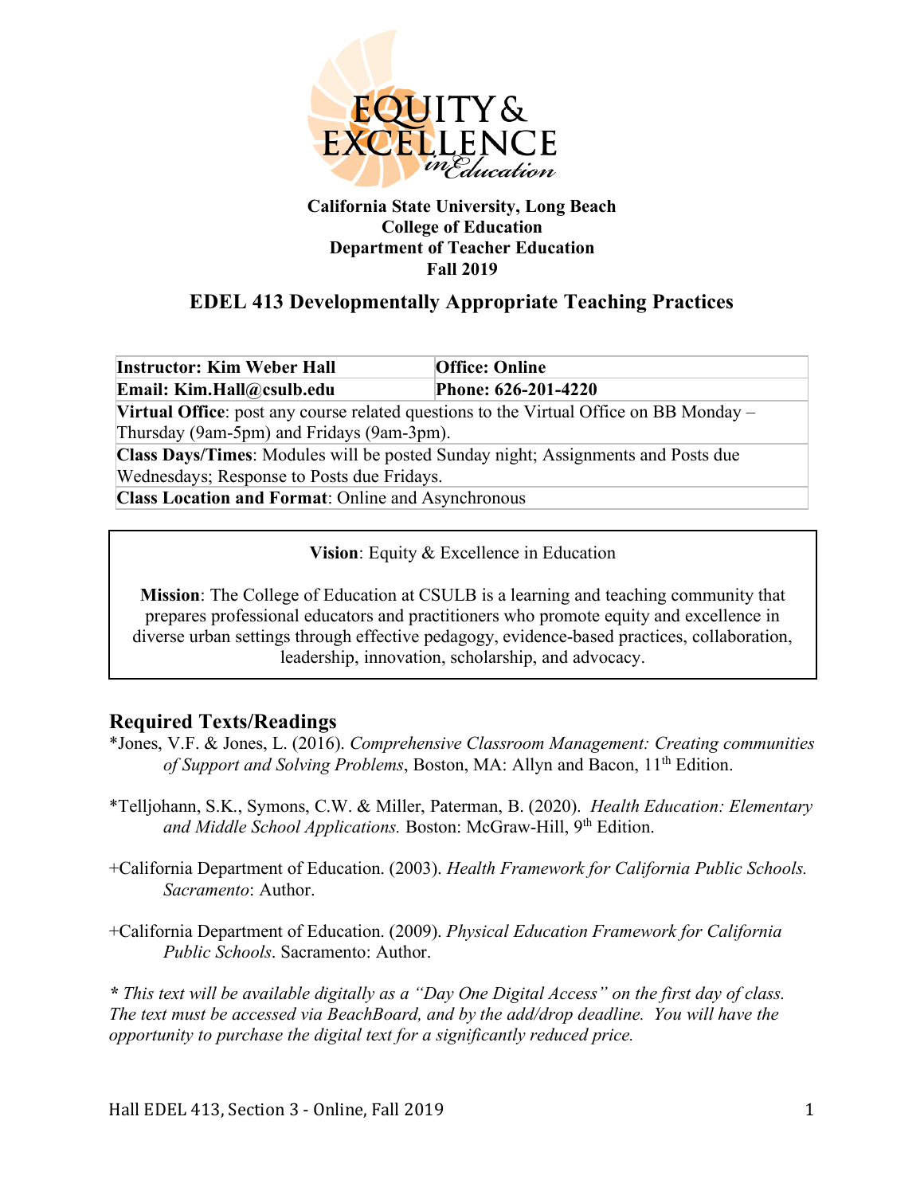**California State University, Long Beach**
**College of Education**
**Department of Teacher Education**
**Fall 2019**

# EDEL 413 Developmentally Appropriate Teaching Practices

| **Instructor: Kim Weber Hall** | **Office: Online** |
|---|---|
| **Email: Kim.Hall@csulb.edu** | **Phone: 626-201-4220** |
| **Virtual Office**: post any course related questions to the Virtual Office on BB Monday – Thursday (9am-5pm) and Fridays (9am-3pm). | |
| **Class Days/Times**: Modules will be posted Sunday night; Assignments and Posts due Wednesdays; Response to Posts due Fridays. | |
| **Class Location and Format**: Online and Asynchronous | |

**Vision**: Equity & Excellence in Education

**Mission**: The College of Education at CSULB is a learning and teaching community that prepares professional educators and practitioners who promote equity and excellence in diverse urban settings through effective pedagogy, evidence-based practices, collaboration, leadership, innovation, scholarship, and advocacy.

## Required Texts/Readings

*Jones, V.F. & Jones, L. (2016). *Comprehensive Classroom Management: Creating communities of Support and Solving Problems*, Boston, MA: Allyn and Bacon, 11th Edition.

*Telljohann, S.K., Symons, C.W. & Miller, Paterman, B. (2020). *Health Education: Elementary and Middle School Applications.* Boston: McGraw-Hill, 9th Edition.

+California Department of Education. (2003). *Health Framework for California Public Schools. Sacramento*: Author.

+California Department of Education. (2009). *Physical Education Framework for California Public Schools*. Sacramento: Author.

***** *This text will be available digitally as a "Day One Digital Access" on the first day of class. The text must be accessed via BeachBoard, and by the add/drop deadline. You will have the opportunity to purchase the digital text for a significantly reduced price.*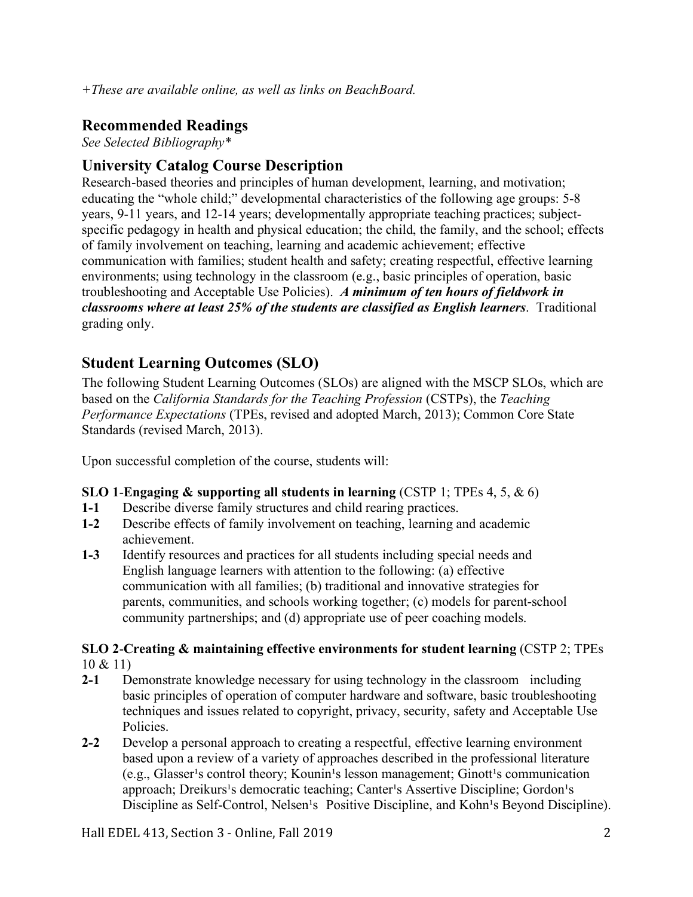*+These are available online, as well as links on BeachBoard.*

## Recommended Readings

*See Selected Bibliography**

## University Catalog Course Description

Research-based theories and principles of human development, learning, and motivation; educating the "whole child;" developmental characteristics of the following age groups: 5-8 years, 9-11 years, and 12-14 years; developmentally appropriate teaching practices; subject-specific pedagogy in health and physical education; the child, the family, and the school; effects of family involvement on teaching, learning and academic achievement; effective communication with families; student health and safety; creating respectful, effective learning environments; using technology in the classroom (e.g., basic principles of operation, basic troubleshooting and Acceptable Use Policies). ***A minimum of ten hours of fieldwork in classrooms where at least 25% of the students are classified as English learners***. Traditional grading only.

## Student Learning Outcomes (SLO)

The following Student Learning Outcomes (SLOs) are aligned with the MSCP SLOs, which are based on the *California Standards for the Teaching Profession* (CSTPs), the *Teaching Performance Expectations* (TPEs, revised and adopted March, 2013); Common Core State Standards (revised March, 2013).

Upon successful completion of the course, students will:

**SLO 1-Engaging & supporting all students in learning** (CSTP 1; TPEs 4, 5, & 6)

- **1-1** Describe diverse family structures and child rearing practices.
- **1-2** Describe effects of family involvement on teaching, learning and academic achievement.
- **1-3** Identify resources and practices for all students including special needs and English language learners with attention to the following: (a) effective communication with all families; (b) traditional and innovative strategies for parents, communities, and schools working together; (c) models for parent-school community partnerships; and (d) appropriate use of peer coaching models.

**SLO 2-Creating & maintaining effective environments for student learning** (CSTP 2; TPEs 10 & 11)

- **2-1** Demonstrate knowledge necessary for using technology in the classroom including basic principles of operation of computer hardware and software, basic troubleshooting techniques and issues related to copyright, privacy, security, safety and Acceptable Use Policies.
- **2-2** Develop a personal approach to creating a respectful, effective learning environment based upon a review of a variety of approaches described in the professional literature (e.g., Glasser's control theory; Kounin's lesson management; Ginott's communication approach; Dreikurs's democratic teaching; Canter's Assertive Discipline; Gordon's Discipline as Self-Control, Nelsen's Positive Discipline, and Kohn's Beyond Discipline).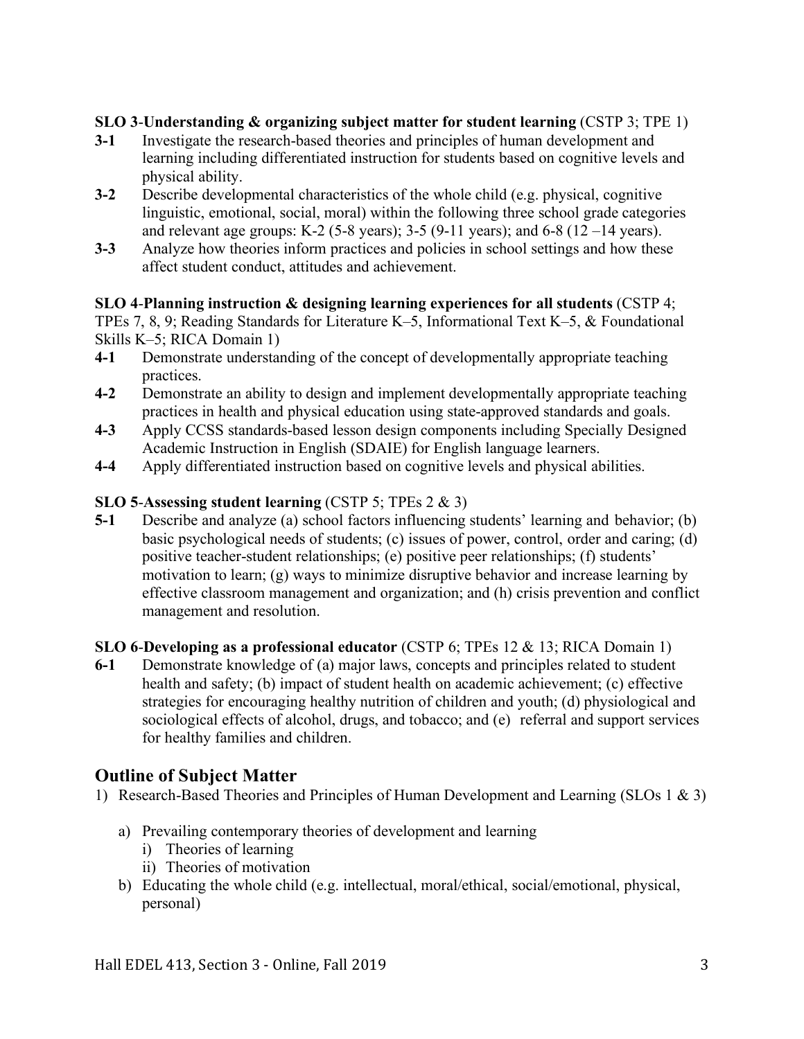**SLO 3**-**Understanding & organizing subject matter for student learning** (CSTP 3; TPE 1)

- **3-1** Investigate the research-based theories and principles of human development and learning including differentiated instruction for students based on cognitive levels and physical ability.
- **3-2** Describe developmental characteristics of the whole child (e.g. physical, cognitive linguistic, emotional, social, moral) within the following three school grade categories and relevant age groups: K-2 (5-8 years); 3-5 (9-11 years); and 6-8 (12 –14 years).
- **3-3** Analyze how theories inform practices and policies in school settings and how these affect student conduct, attitudes and achievement.

**SLO 4**-**Planning instruction & designing learning experiences for all students** (CSTP 4; TPEs 7, 8, 9; Reading Standards for Literature K–5, Informational Text K–5, & Foundational Skills K–5; RICA Domain 1)

- **4-1** Demonstrate understanding of the concept of developmentally appropriate teaching practices.
- **4-2** Demonstrate an ability to design and implement developmentally appropriate teaching practices in health and physical education using state-approved standards and goals.
- **4-3** Apply CCSS standards-based lesson design components including Specially Designed Academic Instruction in English (SDAIE) for English language learners.
- **4-4** Apply differentiated instruction based on cognitive levels and physical abilities.

**SLO 5**-**Assessing student learning** (CSTP 5; TPEs 2 & 3)

- **5-1** Describe and analyze (a) school factors influencing students' learning and behavior; (b) basic psychological needs of students; (c) issues of power, control, order and caring; (d) positive teacher-student relationships; (e) positive peer relationships; (f) students' motivation to learn; (g) ways to minimize disruptive behavior and increase learning by effective classroom management and organization; and (h) crisis prevention and conflict management and resolution.

**SLO 6**-**Developing as a professional educator** (CSTP 6; TPEs 12 & 13; RICA Domain 1)

- **6-1** Demonstrate knowledge of (a) major laws, concepts and principles related to student health and safety; (b) impact of student health on academic achievement; (c) effective strategies for encouraging healthy nutrition of children and youth; (d) physiological and sociological effects of alcohol, drugs, and tobacco; and (e) referral and support services for healthy families and children.

## Outline of Subject Matter

1) Research-Based Theories and Principles of Human Development and Learning (SLOs 1 & 3)
   a) Prevailing contemporary theories of development and learning
      i) Theories of learning
      ii) Theories of motivation
   b) Educating the whole child (e.g. intellectual, moral/ethical, social/emotional, physical, personal)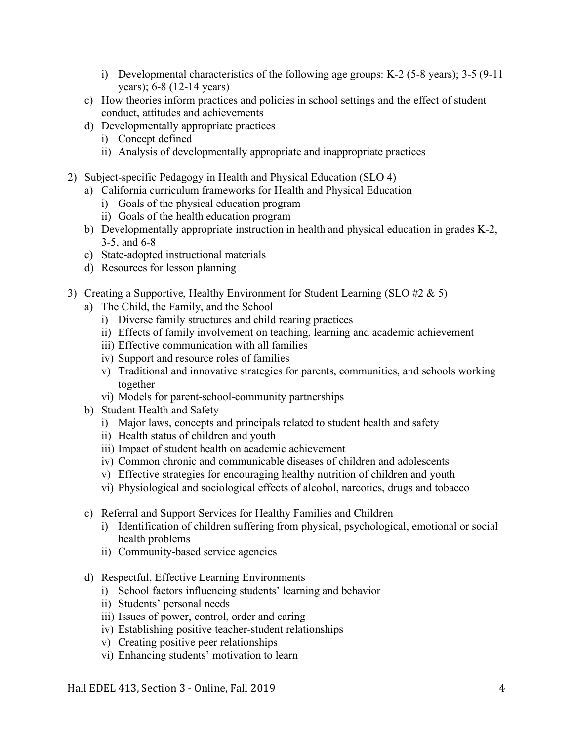i) Developmental characteristics of the following age groups: K-2 (5-8 years); 3-5 (9-11 years); 6-8 (12-14 years)
   c) How theories inform practices and policies in school settings and the effect of student conduct, attitudes and achievements
   d) Developmentally appropriate practices
      i) Concept defined
      ii) Analysis of developmentally appropriate and inappropriate practices

2) Subject-specific Pedagogy in Health and Physical Education (SLO 4)
   a) California curriculum frameworks for Health and Physical Education
      i) Goals of the physical education program
      ii) Goals of the health education program
   b) Developmentally appropriate instruction in health and physical education in grades K-2, 3-5, and 6-8
   c) State-adopted instructional materials
   d) Resources for lesson planning

3) Creating a Supportive, Healthy Environment for Student Learning (SLO #2 & 5)
   a) The Child, the Family, and the School
      i) Diverse family structures and child rearing practices
      ii) Effects of family involvement on teaching, learning and academic achievement
      iii) Effective communication with all families
      iv) Support and resource roles of families
      v) Traditional and innovative strategies for parents, communities, and schools working together
      vi) Models for parent-school-community partnerships
   b) Student Health and Safety
      i) Major laws, concepts and principals related to student health and safety
      ii) Health status of children and youth
      iii) Impact of student health on academic achievement
      iv) Common chronic and communicable diseases of children and adolescents
      v) Effective strategies for encouraging healthy nutrition of children and youth
      vi) Physiological and sociological effects of alcohol, narcotics, drugs and tobacco

   c) Referral and Support Services for Healthy Families and Children
      i) Identification of children suffering from physical, psychological, emotional or social health problems
      ii) Community-based service agencies

   d) Respectful, Effective Learning Environments
      i) School factors influencing students' learning and behavior
      ii) Students' personal needs
      iii) Issues of power, control, order and caring
      iv) Establishing positive teacher-student relationships
      v) Creating positive peer relationships
      vi) Enhancing students' motivation to learn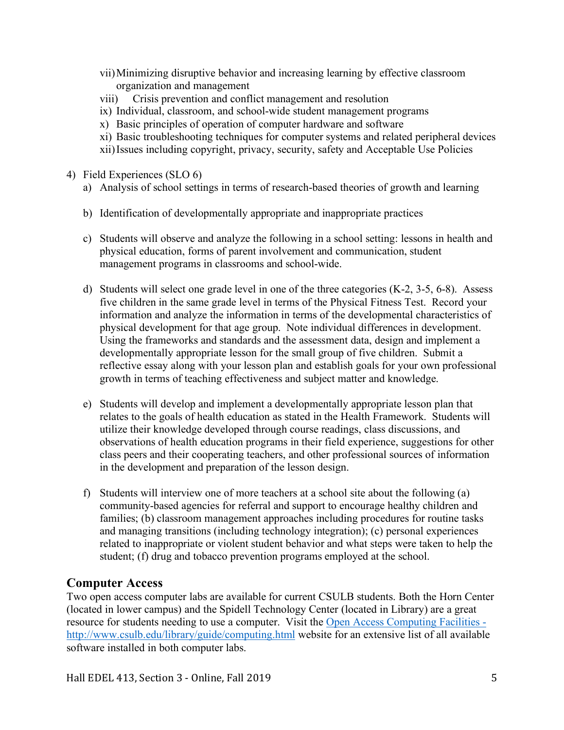vii) Minimizing disruptive behavior and increasing learning by effective classroom organization and management

viii) Crisis prevention and conflict management and resolution

ix) Individual, classroom, and school-wide student management programs

x) Basic principles of operation of computer hardware and software

xi) Basic troubleshooting techniques for computer systems and related peripheral devices

xii) Issues including copyright, privacy, security, safety and Acceptable Use Policies

4) Field Experiences (SLO 6)

a) Analysis of school settings in terms of research-based theories of growth and learning

b) Identification of developmentally appropriate and inappropriate practices

c) Students will observe and analyze the following in a school setting: lessons in health and physical education, forms of parent involvement and communication, student management programs in classrooms and school-wide.

d) Students will select one grade level in one of the three categories (K-2, 3-5, 6-8). Assess five children in the same grade level in terms of the Physical Fitness Test. Record your information and analyze the information in terms of the developmental characteristics of physical development for that age group. Note individual differences in development. Using the frameworks and standards and the assessment data, design and implement a developmentally appropriate lesson for the small group of five children. Submit a reflective essay along with your lesson plan and establish goals for your own professional growth in terms of teaching effectiveness and subject matter and knowledge.

e) Students will develop and implement a developmentally appropriate lesson plan that relates to the goals of health education as stated in the Health Framework. Students will utilize their knowledge developed through course readings, class discussions, and observations of health education programs in their field experience, suggestions for other class peers and their cooperating teachers, and other professional sources of information in the development and preparation of the lesson design.

f) Students will interview one of more teachers at a school site about the following (a) community-based agencies for referral and support to encourage healthy children and families; (b) classroom management approaches including procedures for routine tasks and managing transitions (including technology integration); (c) personal experiences related to inappropriate or violent student behavior and what steps were taken to help the student; (f) drug and tobacco prevention programs employed at the school.

## Computer Access

Two open access computer labs are available for current CSULB students. Both the Horn Center (located in lower campus) and the Spidell Technology Center (located in Library) are a great resource for students needing to use a computer. Visit the [Open Access Computing Facilities - http://www.csulb.edu/library/guide/computing.html](http://www.csulb.edu/library/guide/computing.html) website for an extensive list of all available software installed in both computer labs.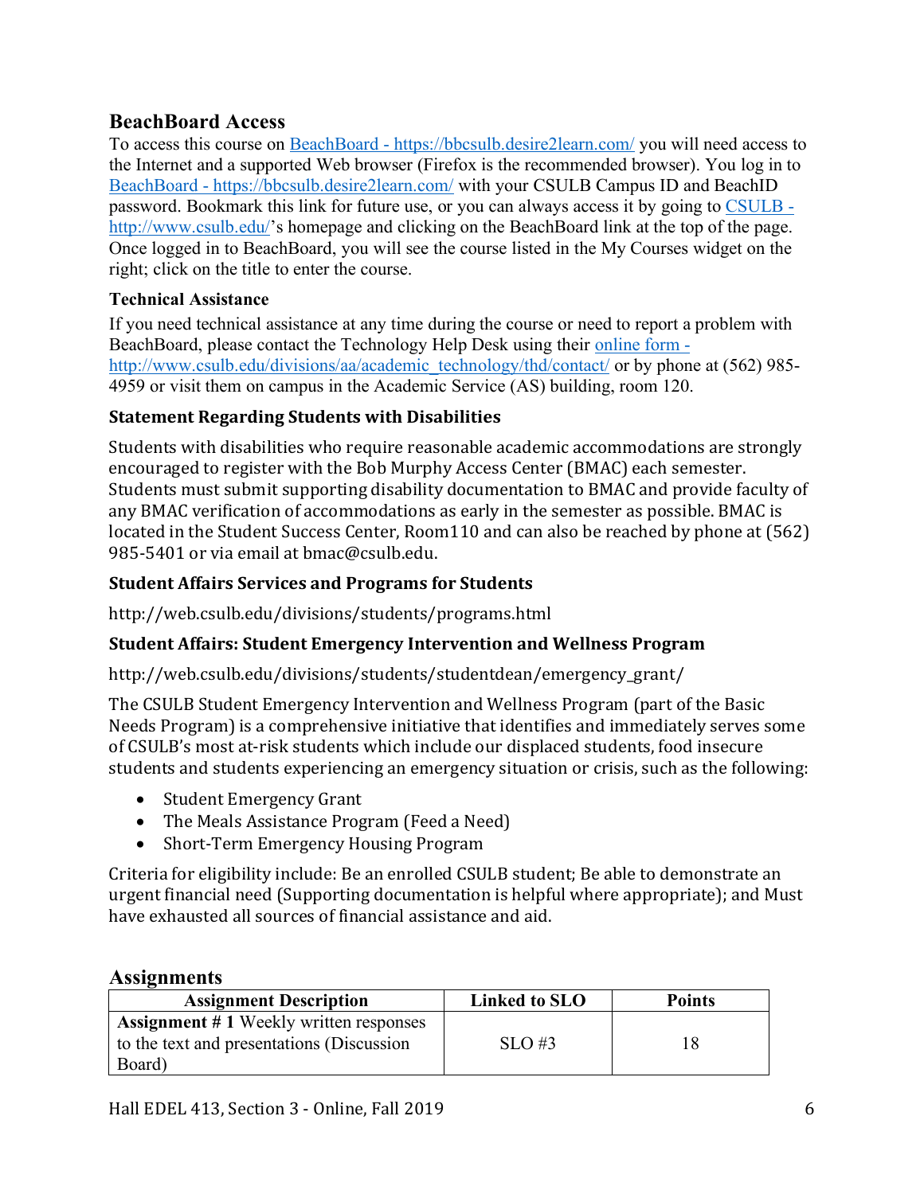## BeachBoard Access

To access this course on [BeachBoard - https://bbcsulb.desire2learn.com/](https://bbcsulb.desire2learn.com/) you will need access to the Internet and a supported Web browser (Firefox is the recommended browser). You log in to [BeachBoard - https://bbcsulb.desire2learn.com/](https://bbcsulb.desire2learn.com/) with your CSULB Campus ID and BeachID password. Bookmark this link for future use, or you can always access it by going to [CSULB - http://www.csulb.edu/](http://www.csulb.edu/)'s homepage and clicking on the BeachBoard link at the top of the page. Once logged in to BeachBoard, you will see the course listed in the My Courses widget on the right; click on the title to enter the course.

### Technical Assistance

If you need technical assistance at any time during the course or need to report a problem with BeachBoard, please contact the Technology Help Desk using their [online form - http://www.csulb.edu/divisions/aa/academic_technology/thd/contact/](http://www.csulb.edu/divisions/aa/academic_technology/thd/contact/) or by phone at (562) 985-4959 or visit them on campus in the Academic Service (AS) building, room 120.

### Statement Regarding Students with Disabilities

Students with disabilities who require reasonable academic accommodations are strongly encouraged to register with the Bob Murphy Access Center (BMAC) each semester. Students must submit supporting disability documentation to BMAC and provide faculty of any BMAC verification of accommodations as early in the semester as possible. BMAC is located in the Student Success Center, Room110 and can also be reached by phone at (562) 985-5401 or via email at bmac@csulb.edu.

### Student Affairs Services and Programs for Students

http://web.csulb.edu/divisions/students/programs.html

### Student Affairs: Student Emergency Intervention and Wellness Program

http://web.csulb.edu/divisions/students/studentdean/emergency_grant/

The CSULB Student Emergency Intervention and Wellness Program (part of the Basic Needs Program) is a comprehensive initiative that identifies and immediately serves some of CSULB's most at-risk students which include our displaced students, food insecure students and students experiencing an emergency situation or crisis, such as the following:

- Student Emergency Grant
- The Meals Assistance Program (Feed a Need)
- Short-Term Emergency Housing Program

Criteria for eligibility include: Be an enrolled CSULB student; Be able to demonstrate an urgent financial need (Supporting documentation is helpful where appropriate); and Must have exhausted all sources of financial assistance and aid.

## Assignments

| Assignment Description | Linked to SLO | Points |
|---|---|---|
| **Assignment # 1** Weekly written responses to the text and presentations (Discussion Board) | SLO #3 | 18 |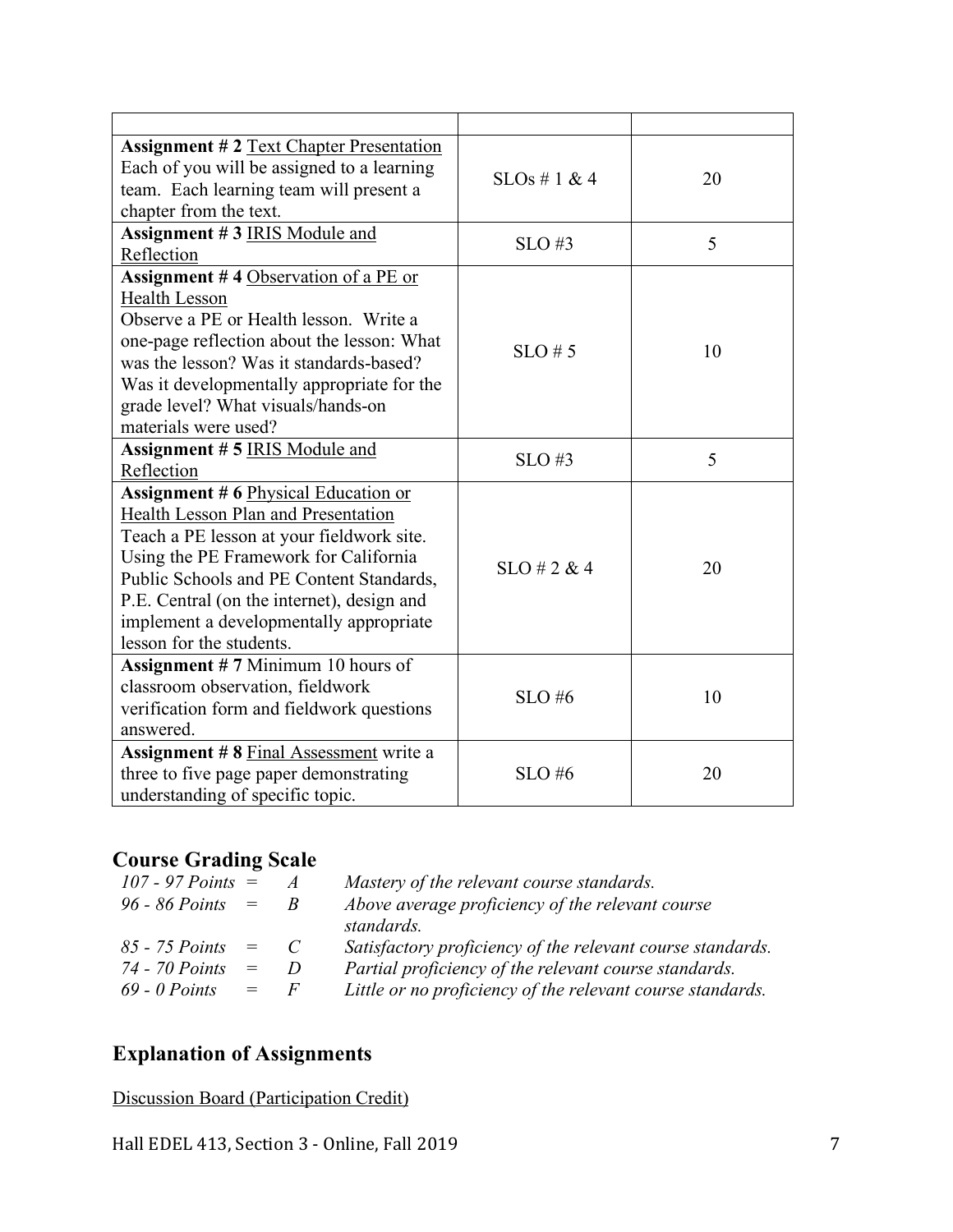| | | |
|---|---|---|
| **Assignment # 2** Text Chapter Presentation Each of you will be assigned to a learning team. Each learning team will present a chapter from the text. | SLOs # 1 & 4 | 20 |
| **Assignment # 3** IRIS Module and Reflection | SLO #3 | 5 |
| **Assignment # 4** Observation of a PE or Health Lesson Observe a PE or Health lesson. Write a one-page reflection about the lesson: What was the lesson? Was it standards-based? Was it developmentally appropriate for the grade level? What visuals/hands-on materials were used? | SLO # 5 | 10 |
| **Assignment # 5** IRIS Module and Reflection | SLO #3 | 5 |
| **Assignment # 6** Physical Education or Health Lesson Plan and Presentation Teach a PE lesson at your fieldwork site. Using the PE Framework for California Public Schools and PE Content Standards, P.E. Central (on the internet), design and implement a developmentally appropriate lesson for the students. | SLO # 2 & 4 | 20 |
| **Assignment # 7** Minimum 10 hours of classroom observation, fieldwork verification form and fieldwork questions answered. | SLO #6 | 10 |
| **Assignment # 8** Final Assessment write a three to five page paper demonstrating understanding of specific topic. | SLO #6 | 20 |

## Course Grading Scale

| | | | |
|---|---|---|---|
| *107 - 97 Points* | = | *A* | *Mastery of the relevant course standards.* |
| *96 - 86 Points* | = | *B* | *Above average proficiency of the relevant course standards.* |
| *85 - 75 Points* | = | *C* | *Satisfactory proficiency of the relevant course standards.* |
| *74 - 70 Points* | = | *D* | *Partial proficiency of the relevant course standards.* |
| *69 - 0 Points* | = | *F* | *Little or no proficiency of the relevant course standards.* |

## Explanation of Assignments

Discussion Board (Participation Credit)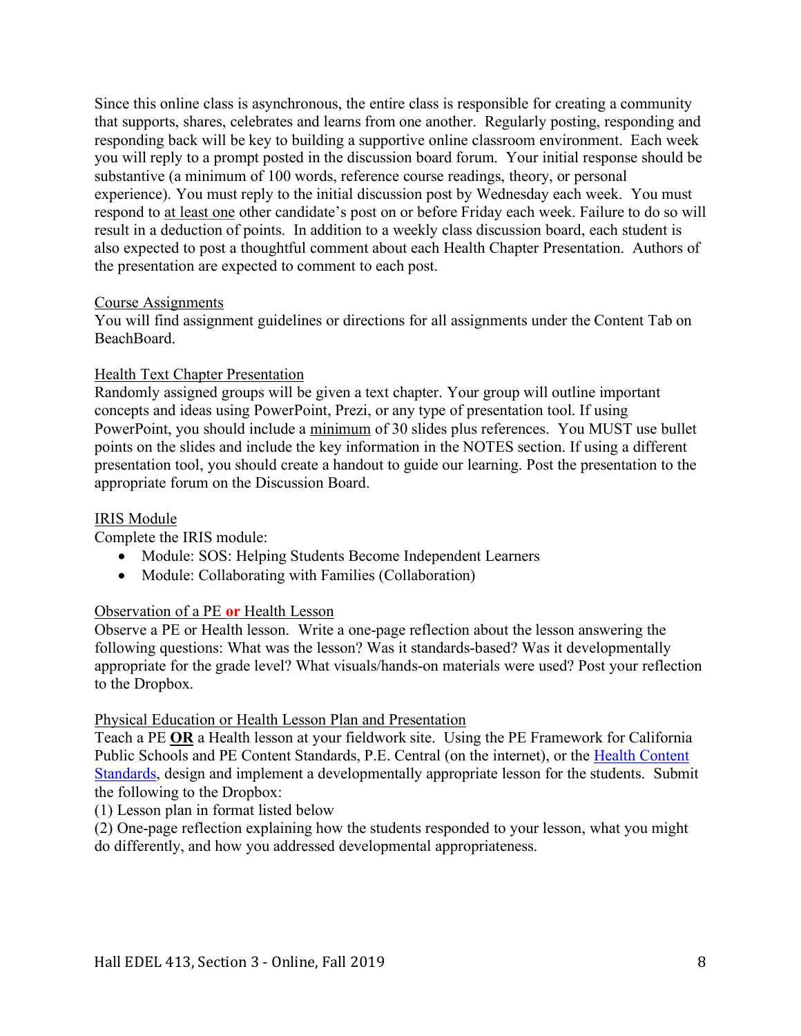Since this online class is asynchronous, the entire class is responsible for creating a community that supports, shares, celebrates and learns from one another. Regularly posting, responding and responding back will be key to building a supportive online classroom environment. Each week you will reply to a prompt posted in the discussion board forum. Your initial response should be substantive (a minimum of 100 words, reference course readings, theory, or personal experience). You must reply to the initial discussion post by Wednesday each week. You must respond to at least one other candidate's post on or before Friday each week. Failure to do so will result in a deduction of points. In addition to a weekly class discussion board, each student is also expected to post a thoughtful comment about each Health Chapter Presentation. Authors of the presentation are expected to comment to each post.

Course Assignments

You will find assignment guidelines or directions for all assignments under the Content Tab on BeachBoard.

Health Text Chapter Presentation

Randomly assigned groups will be given a text chapter. Your group will outline important concepts and ideas using PowerPoint, Prezi, or any type of presentation tool. If using PowerPoint, you should include a minimum of 30 slides plus references. You MUST use bullet points on the slides and include the key information in the NOTES section. If using a different presentation tool, you should create a handout to guide our learning. Post the presentation to the appropriate forum on the Discussion Board.

IRIS Module

Complete the IRIS module:

- Module: SOS: Helping Students Become Independent Learners
- Module: Collaborating with Families (Collaboration)

Observation of a PE **or** Health Lesson

Observe a PE or Health lesson. Write a one-page reflection about the lesson answering the following questions: What was the lesson? Was it standards-based? Was it developmentally appropriate for the grade level? What visuals/hands-on materials were used? Post your reflection to the Dropbox.

Physical Education or Health Lesson Plan and Presentation

Teach a PE **OR** a Health lesson at your fieldwork site. Using the PE Framework for California Public Schools and PE Content Standards, P.E. Central (on the internet), or the Health Content Standards, design and implement a developmentally appropriate lesson for the students. Submit the following to the Dropbox:

(1) Lesson plan in format listed below

(2) One-page reflection explaining how the students responded to your lesson, what you might do differently, and how you addressed developmental appropriateness.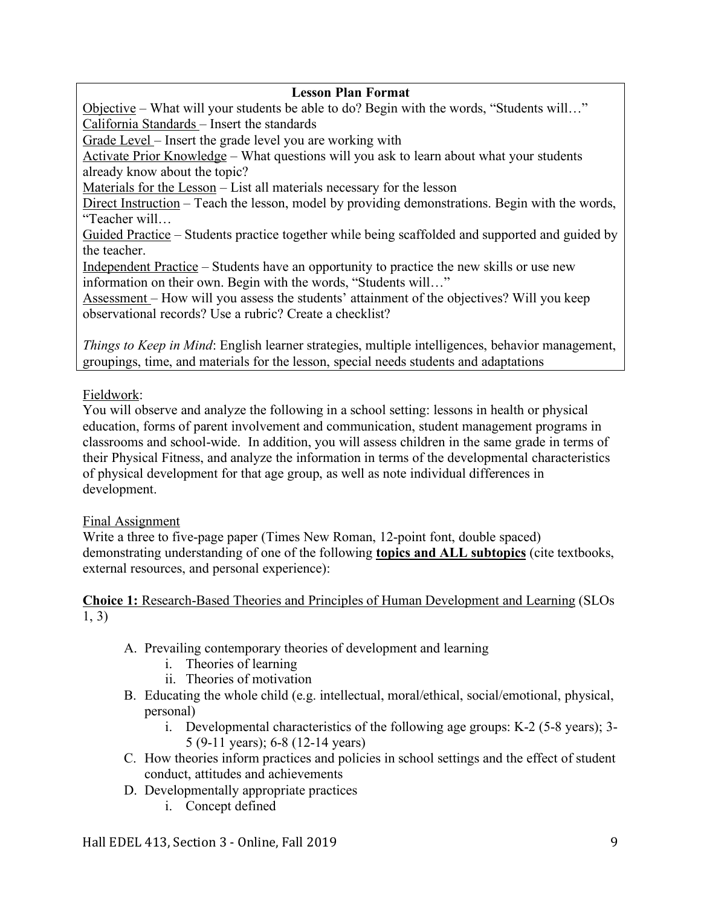**Lesson Plan Format**

Objective – What will your students be able to do? Begin with the words, "Students will…"
California Standards – Insert the standards
Grade Level – Insert the grade level you are working with
Activate Prior Knowledge – What questions will you ask to learn about what your students already know about the topic?
Materials for the Lesson – List all materials necessary for the lesson
Direct Instruction – Teach the lesson, model by providing demonstrations. Begin with the words, "Teacher will…
Guided Practice – Students practice together while being scaffolded and supported and guided by the teacher.
Independent Practice – Students have an opportunity to practice the new skills or use new information on their own. Begin with the words, "Students will…"
Assessment – How will you assess the students' attainment of the objectives? Will you keep observational records? Use a rubric? Create a checklist?

*Things to Keep in Mind*: English learner strategies, multiple intelligences, behavior management, groupings, time, and materials for the lesson, special needs students and adaptations

Fieldwork:

You will observe and analyze the following in a school setting: lessons in health or physical education, forms of parent involvement and communication, student management programs in classrooms and school-wide. In addition, you will assess children in the same grade in terms of their Physical Fitness, and analyze the information in terms of the developmental characteristics of physical development for that age group, as well as note individual differences in development.

Final Assignment

Write a three to five-page paper (Times New Roman, 12-point font, double spaced) demonstrating understanding of one of the following **topics and ALL subtopics** (cite textbooks, external resources, and personal experience):

**Choice 1:** Research-Based Theories and Principles of Human Development and Learning (SLOs 1, 3)

A. Prevailing contemporary theories of development and learning
   i. Theories of learning
   ii. Theories of motivation
B. Educating the whole child (e.g. intellectual, moral/ethical, social/emotional, physical, personal)
   i. Developmental characteristics of the following age groups: K-2 (5-8 years); 3-5 (9-11 years); 6-8 (12-14 years)
C. How theories inform practices and policies in school settings and the effect of student conduct, attitudes and achievements
D. Developmentally appropriate practices
   i. Concept defined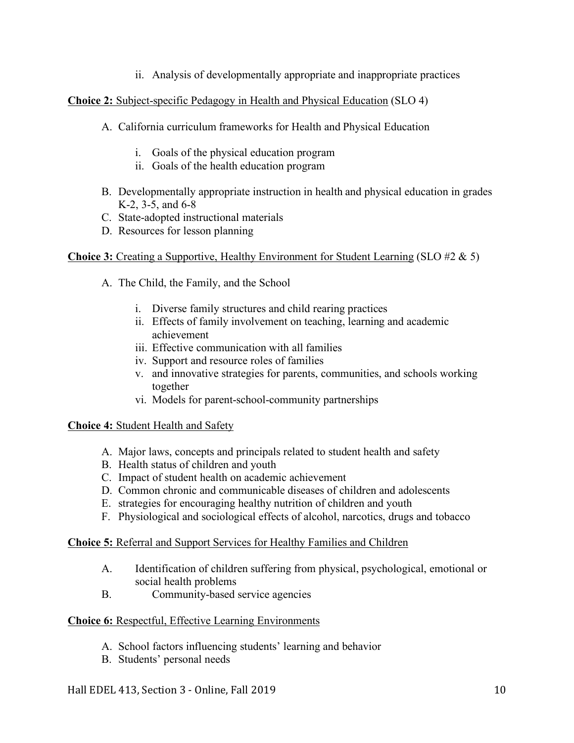ii. Analysis of developmentally appropriate and inappropriate practices

**Choice 2:** Subject-specific Pedagogy in Health and Physical Education (SLO 4)

A. California curriculum frameworks for Health and Physical Education

   i. Goals of the physical education program
   ii. Goals of the health education program

B. Developmentally appropriate instruction in health and physical education in grades K-2, 3-5, and 6-8
C. State-adopted instructional materials
D. Resources for lesson planning

**Choice 3:** Creating a Supportive, Healthy Environment for Student Learning (SLO #2 & 5)

A. The Child, the Family, and the School

   i. Diverse family structures and child rearing practices
   ii. Effects of family involvement on teaching, learning and academic achievement
   iii. Effective communication with all families
   iv. Support and resource roles of families
   v. and innovative strategies for parents, communities, and schools working together
   vi. Models for parent-school-community partnerships

**Choice 4:** Student Health and Safety

A. Major laws, concepts and principals related to student health and safety
B. Health status of children and youth
C. Impact of student health on academic achievement
D. Common chronic and communicable diseases of children and adolescents
E. strategies for encouraging healthy nutrition of children and youth
F. Physiological and sociological effects of alcohol, narcotics, drugs and tobacco

**Choice 5:** Referral and Support Services for Healthy Families and Children

A. Identification of children suffering from physical, psychological, emotional or social health problems
B. Community-based service agencies

**Choice 6:** Respectful, Effective Learning Environments

A. School factors influencing students' learning and behavior
B. Students' personal needs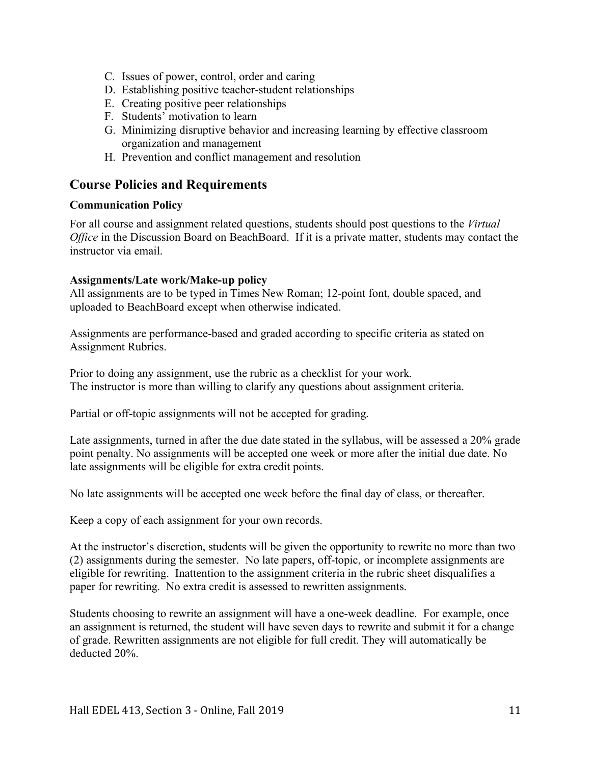C. Issues of power, control, order and caring
D. Establishing positive teacher-student relationships
E. Creating positive peer relationships
F. Students' motivation to learn
G. Minimizing disruptive behavior and increasing learning by effective classroom organization and management
H. Prevention and conflict management and resolution

## Course Policies and Requirements

### Communication Policy

For all course and assignment related questions, students should post questions to the *Virtual Office* in the Discussion Board on BeachBoard. If it is a private matter, students may contact the instructor via email.

**Assignments/Late work/Make-up policy**

All assignments are to be typed in Times New Roman; 12-point font, double spaced, and uploaded to BeachBoard except when otherwise indicated.

Assignments are performance-based and graded according to specific criteria as stated on Assignment Rubrics.

Prior to doing any assignment, use the rubric as a checklist for your work.
The instructor is more than willing to clarify any questions about assignment criteria.

Partial or off-topic assignments will not be accepted for grading.

Late assignments, turned in after the due date stated in the syllabus, will be assessed a 20% grade point penalty. No assignments will be accepted one week or more after the initial due date. No late assignments will be eligible for extra credit points.

No late assignments will be accepted one week before the final day of class, or thereafter.

Keep a copy of each assignment for your own records.

At the instructor's discretion, students will be given the opportunity to rewrite no more than two (2) assignments during the semester. No late papers, off-topic, or incomplete assignments are eligible for rewriting. Inattention to the assignment criteria in the rubric sheet disqualifies a paper for rewriting. No extra credit is assessed to rewritten assignments.

Students choosing to rewrite an assignment will have a one-week deadline. For example, once an assignment is returned, the student will have seven days to rewrite and submit it for a change of grade. Rewritten assignments are not eligible for full credit. They will automatically be deducted 20%.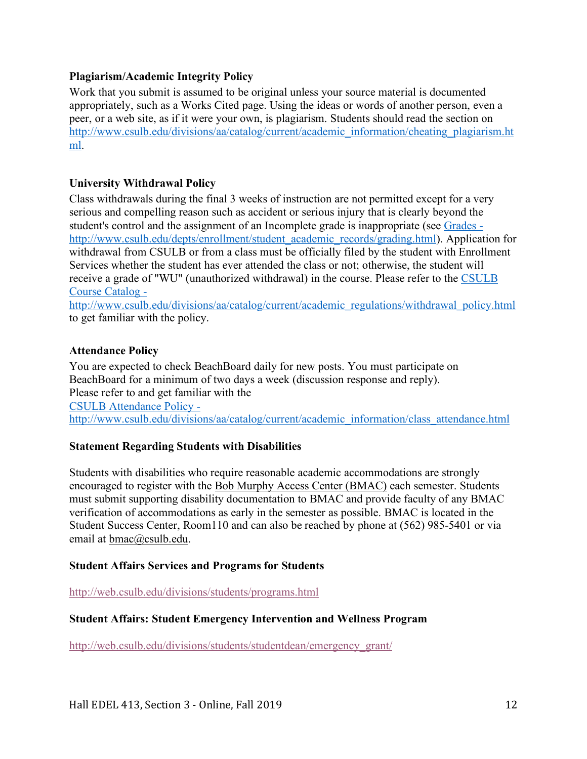### Plagiarism/Academic Integrity Policy

Work that you submit is assumed to be original unless your source material is documented appropriately, such as a Works Cited page. Using the ideas or words of another person, even a peer, or a web site, as if it were your own, is plagiarism. Students should read the section on http://www.csulb.edu/divisions/aa/catalog/current/academic_information/cheating_plagiarism.html.

### University Withdrawal Policy

Class withdrawals during the final 3 weeks of instruction are not permitted except for a very serious and compelling reason such as accident or serious injury that is clearly beyond the student's control and the assignment of an Incomplete grade is inappropriate (see Grades - http://www.csulb.edu/depts/enrollment/student_academic_records/grading.html). Application for withdrawal from CSULB or from a class must be officially filed by the student with Enrollment Services whether the student has ever attended the class or not; otherwise, the student will receive a grade of "WU" (unauthorized withdrawal) in the course. Please refer to the CSULB Course Catalog - http://www.csulb.edu/divisions/aa/catalog/current/academic_regulations/withdrawal_policy.html to get familiar with the policy.

### Attendance Policy

You are expected to check BeachBoard daily for new posts. You must participate on BeachBoard for a minimum of two days a week (discussion response and reply).
Please refer to and get familiar with the
CSULB Attendance Policy -
http://www.csulb.edu/divisions/aa/catalog/current/academic_information/class_attendance.html

### Statement Regarding Students with Disabilities

Students with disabilities who require reasonable academic accommodations are strongly encouraged to register with the Bob Murphy Access Center (BMAC) each semester. Students must submit supporting disability documentation to BMAC and provide faculty of any BMAC verification of accommodations as early in the semester as possible. BMAC is located in the Student Success Center, Room110 and can also be reached by phone at (562) 985-5401 or via email at bmac@csulb.edu.

### Student Affairs Services and Programs for Students

http://web.csulb.edu/divisions/students/programs.html

### Student Affairs: Student Emergency Intervention and Wellness Program

http://web.csulb.edu/divisions/students/studentdean/emergency_grant/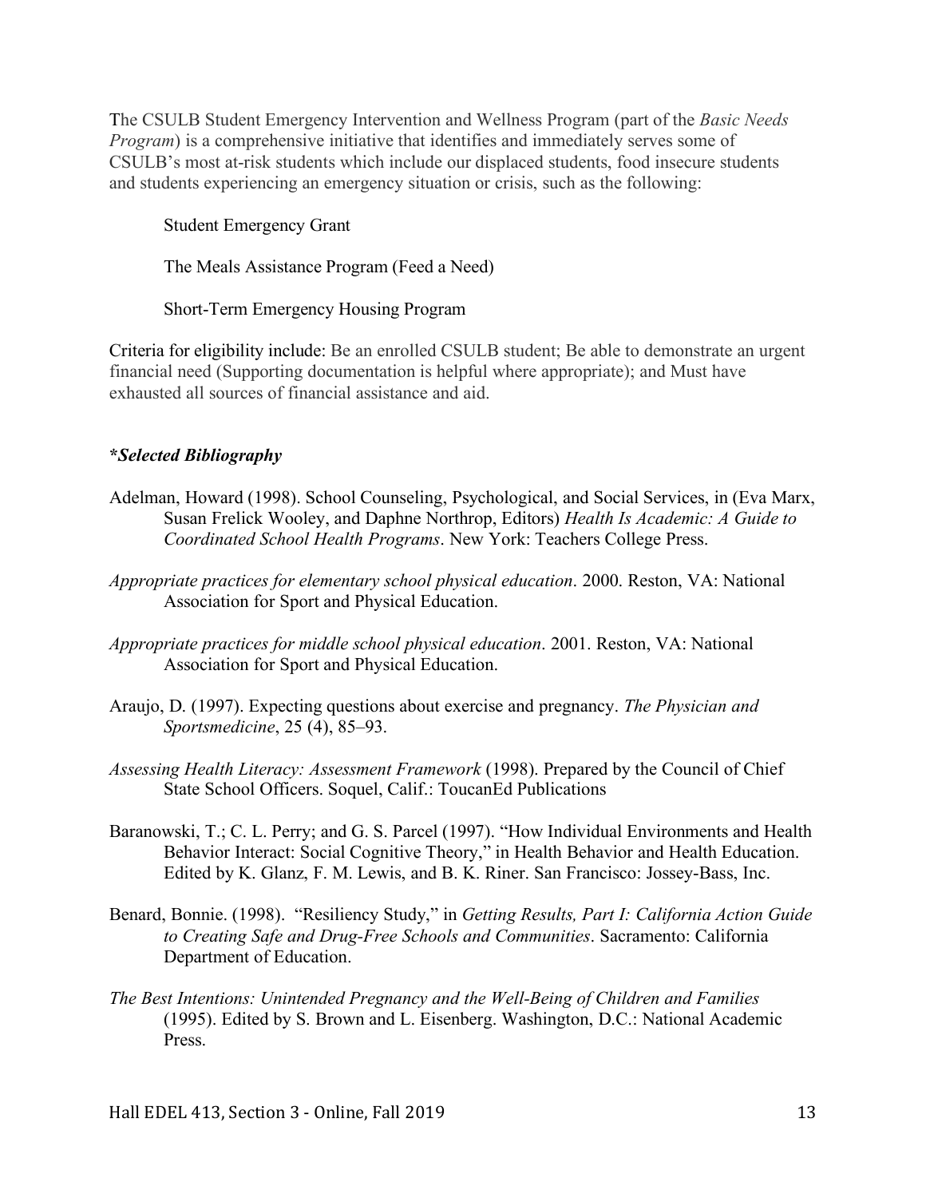The CSULB Student Emergency Intervention and Wellness Program (part of the *Basic Needs Program*) is a comprehensive initiative that identifies and immediately serves some of CSULB's most at-risk students which include our displaced students, food insecure students and students experiencing an emergency situation or crisis, such as the following:

Student Emergency Grant

The Meals Assistance Program (Feed a Need)

Short-Term Emergency Housing Program

Criteria for eligibility include: Be an enrolled CSULB student; Be able to demonstrate an urgent financial need (Supporting documentation is helpful where appropriate); and Must have exhausted all sources of financial assistance and aid.

***Selected Bibliography***

Adelman, Howard (1998). School Counseling, Psychological, and Social Services, in (Eva Marx, Susan Frelick Wooley, and Daphne Northrop, Editors) *Health Is Academic: A Guide to Coordinated School Health Programs*. New York: Teachers College Press.

*Appropriate practices for elementary school physical education*. 2000. Reston, VA: National Association for Sport and Physical Education.

*Appropriate practices for middle school physical education*. 2001. Reston, VA: National Association for Sport and Physical Education.

Araujo, D. (1997). Expecting questions about exercise and pregnancy. *The Physician and Sportsmedicine*, 25 (4), 85–93.

*Assessing Health Literacy: Assessment Framework* (1998). Prepared by the Council of Chief State School Officers. Soquel, Calif.: ToucanEd Publications

Baranowski, T.; C. L. Perry; and G. S. Parcel (1997). "How Individual Environments and Health Behavior Interact: Social Cognitive Theory," in Health Behavior and Health Education. Edited by K. Glanz, F. M. Lewis, and B. K. Riner. San Francisco: Jossey-Bass, Inc.

Benard, Bonnie. (1998). "Resiliency Study," in *Getting Results, Part I: California Action Guide to Creating Safe and Drug-Free Schools and Communities*. Sacramento: California Department of Education.

*The Best Intentions: Unintended Pregnancy and the Well-Being of Children and Families* (1995). Edited by S. Brown and L. Eisenberg. Washington, D.C.: National Academic Press.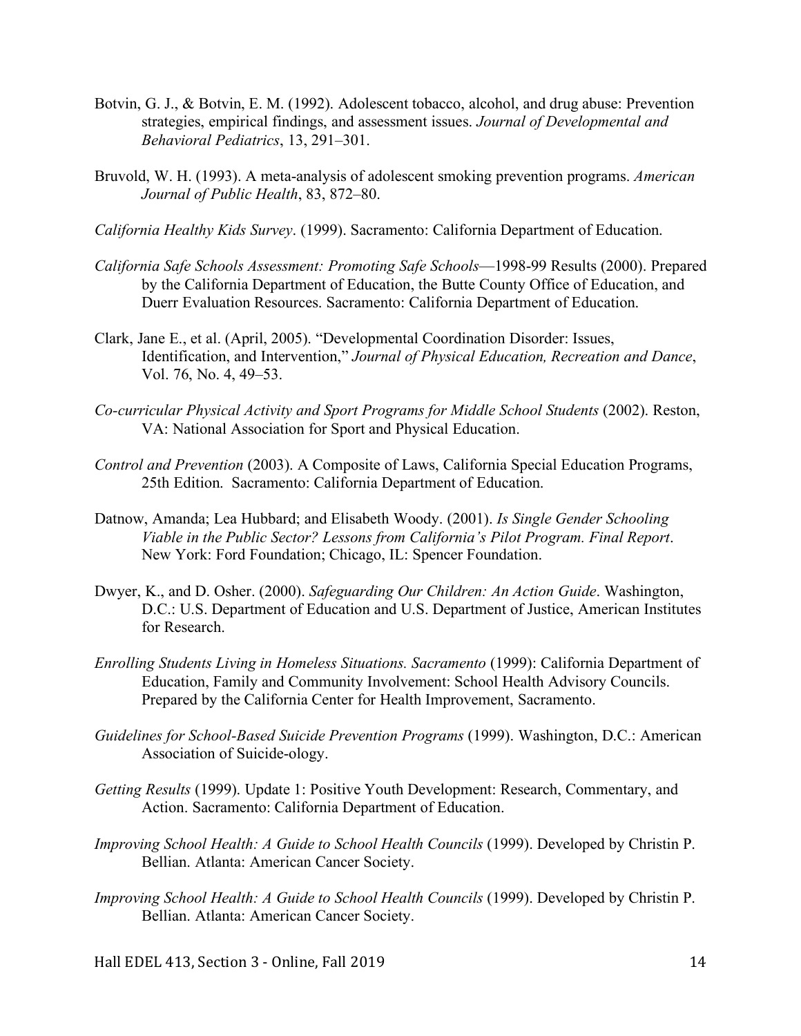Botvin, G. J., & Botvin, E. M. (1992). Adolescent tobacco, alcohol, and drug abuse: Prevention strategies, empirical findings, and assessment issues. *Journal of Developmental and Behavioral Pediatrics*, 13, 291–301.

Bruvold, W. H. (1993). A meta-analysis of adolescent smoking prevention programs. *American Journal of Public Health*, 83, 872–80.

*California Healthy Kids Survey*. (1999). Sacramento: California Department of Education.

*California Safe Schools Assessment: Promoting Safe Schools*—1998-99 Results (2000). Prepared by the California Department of Education, the Butte County Office of Education, and Duerr Evaluation Resources. Sacramento: California Department of Education.

Clark, Jane E., et al. (April, 2005). "Developmental Coordination Disorder: Issues, Identification, and Intervention," *Journal of Physical Education, Recreation and Dance*, Vol. 76, No. 4, 49–53.

*Co-curricular Physical Activity and Sport Programs for Middle School Students* (2002). Reston, VA: National Association for Sport and Physical Education.

*Control and Prevention* (2003). A Composite of Laws, California Special Education Programs, 25th Edition. Sacramento: California Department of Education.

Datnow, Amanda; Lea Hubbard; and Elisabeth Woody. (2001). *Is Single Gender Schooling Viable in the Public Sector? Lessons from California's Pilot Program. Final Report*. New York: Ford Foundation; Chicago, IL: Spencer Foundation.

Dwyer, K., and D. Osher. (2000). *Safeguarding Our Children: An Action Guide*. Washington, D.C.: U.S. Department of Education and U.S. Department of Justice, American Institutes for Research.

*Enrolling Students Living in Homeless Situations. Sacramento* (1999): California Department of Education, Family and Community Involvement: School Health Advisory Councils. Prepared by the California Center for Health Improvement, Sacramento.

*Guidelines for School-Based Suicide Prevention Programs* (1999). Washington, D.C.: American Association of Suicide-ology.

*Getting Results* (1999). Update 1: Positive Youth Development: Research, Commentary, and Action. Sacramento: California Department of Education.

*Improving School Health: A Guide to School Health Councils* (1999). Developed by Christin P. Bellian. Atlanta: American Cancer Society.

*Improving School Health: A Guide to School Health Councils* (1999). Developed by Christin P. Bellian. Atlanta: American Cancer Society.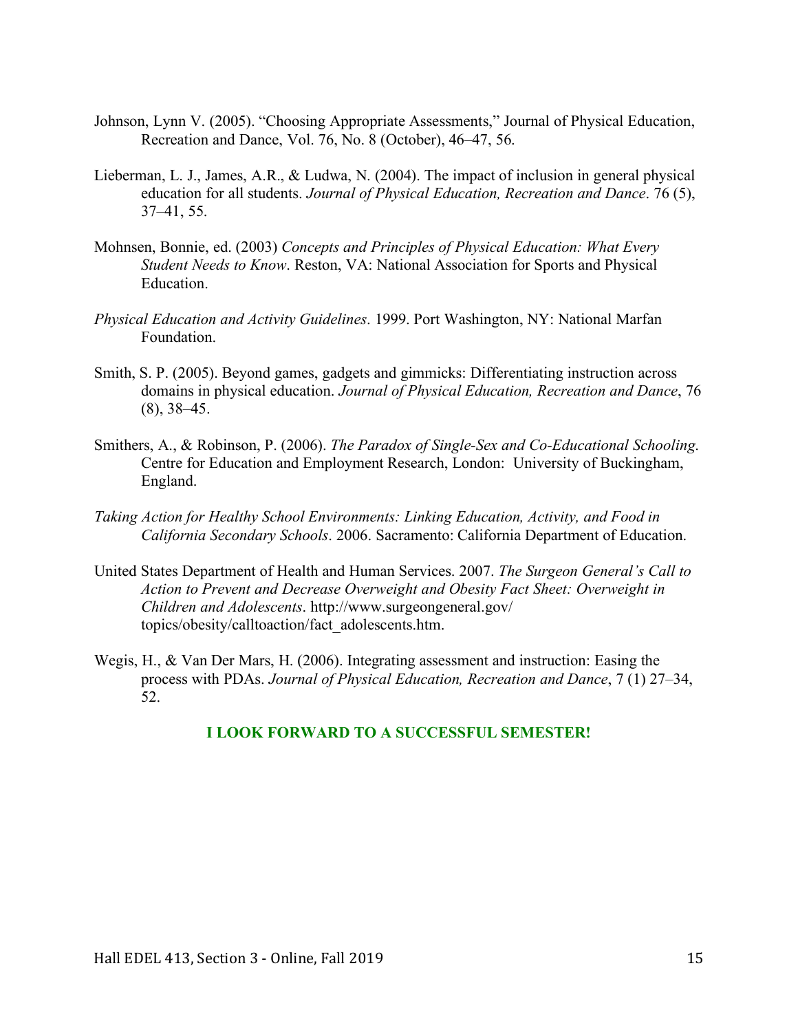Johnson, Lynn V. (2005). "Choosing Appropriate Assessments," Journal of Physical Education, Recreation and Dance, Vol. 76, No. 8 (October), 46–47, 56.

Lieberman, L. J., James, A.R., & Ludwa, N. (2004). The impact of inclusion in general physical education for all students. *Journal of Physical Education, Recreation and Dance*. 76 (5), 37–41, 55.

Mohnsen, Bonnie, ed. (2003) *Concepts and Principles of Physical Education: What Every Student Needs to Know*. Reston, VA: National Association for Sports and Physical Education.

*Physical Education and Activity Guidelines*. 1999. Port Washington, NY: National Marfan Foundation.

Smith, S. P. (2005). Beyond games, gadgets and gimmicks: Differentiating instruction across domains in physical education. *Journal of Physical Education, Recreation and Dance*, 76 (8), 38–45.

Smithers, A., & Robinson, P. (2006). *The Paradox of Single-Sex and Co-Educational Schooling*. Centre for Education and Employment Research, London: University of Buckingham, England.

*Taking Action for Healthy School Environments: Linking Education, Activity, and Food in California Secondary Schools*. 2006. Sacramento: California Department of Education.

United States Department of Health and Human Services. 2007. *The Surgeon General's Call to Action to Prevent and Decrease Overweight and Obesity Fact Sheet: Overweight in Children and Adolescents*. http://www.surgeongeneral.gov/ topics/obesity/calltoaction/fact_adolescents.htm.

Wegis, H., & Van Der Mars, H. (2006). Integrating assessment and instruction: Easing the process with PDAs. *Journal of Physical Education, Recreation and Dance*, 7 (1) 27–34, 52.

**I LOOK FORWARD TO A SUCCESSFUL SEMESTER!**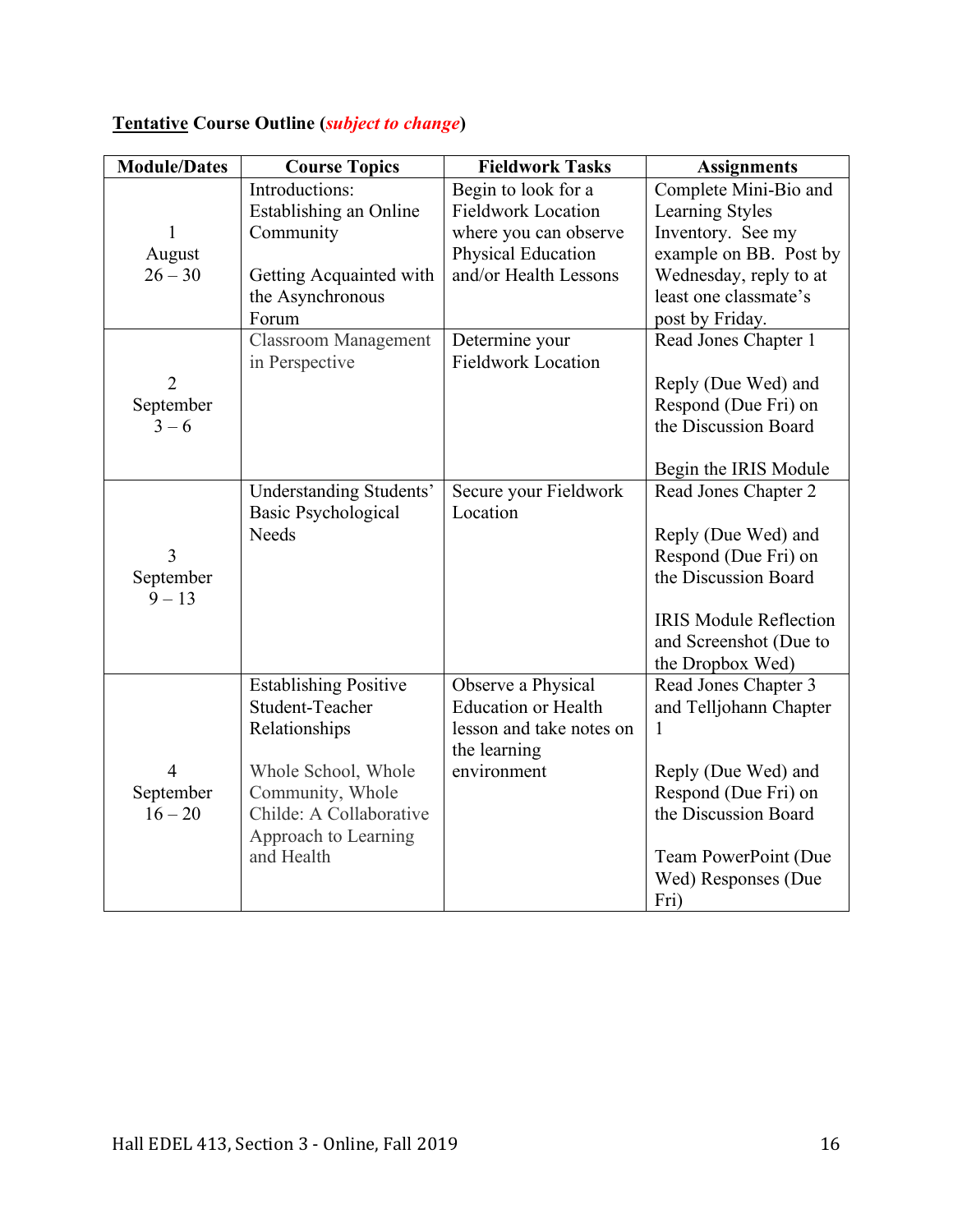**<u>Tentative</u> Course Outline (*subject to change*)**

| Module/Dates | Course Topics | Fieldwork Tasks | Assignments |
|---|---|---|---|
| 1<br>August<br>26 – 30 | Introductions: Establishing an Online Community<br><br>Getting Acquainted with the Asynchronous Forum | Begin to look for a Fieldwork Location where you can observe Physical Education and/or Health Lessons | Complete Mini-Bio and Learning Styles Inventory. See my example on BB. Post by Wednesday, reply to at least one classmate's post by Friday. |
| 2<br>September<br>3 – 6 | Classroom Management in Perspective | Determine your Fieldwork Location | Read Jones Chapter 1<br><br>Reply (Due Wed) and Respond (Due Fri) on the Discussion Board<br><br>Begin the IRIS Module |
| 3<br>September<br>9 – 13 | Understanding Students' Basic Psychological Needs | Secure your Fieldwork Location | Read Jones Chapter 2<br><br>Reply (Due Wed) and Respond (Due Fri) on the Discussion Board<br><br>IRIS Module Reflection and Screenshot (Due to the Dropbox Wed) |
| 4<br>September<br>16 – 20 | Establishing Positive Student-Teacher Relationships<br><br>Whole School, Whole Community, Whole Childe: A Collaborative Approach to Learning and Health | Observe a Physical Education or Health lesson and take notes on the learning environment | Read Jones Chapter 3 and Telljohann Chapter 1<br><br>Reply (Due Wed) and Respond (Due Fri) on the Discussion Board<br><br>Team PowerPoint (Due Wed) Responses (Due Fri) |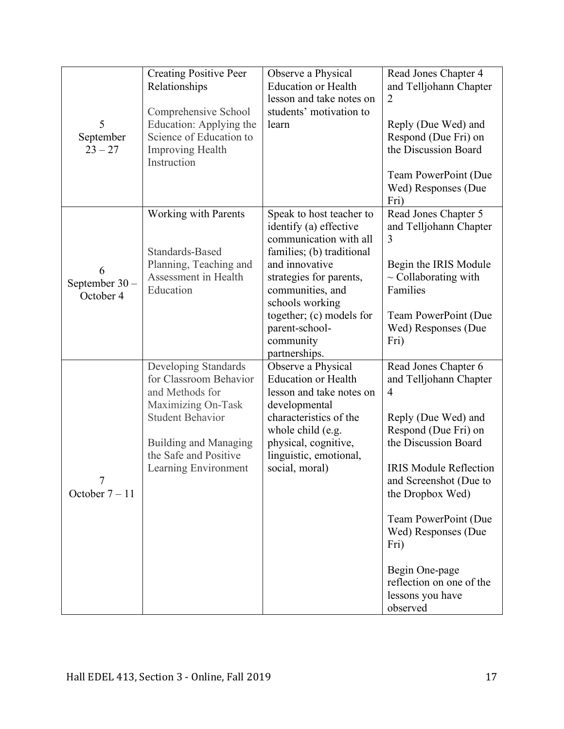| | | | |
|---|---|---|---|
| 5<br>September<br>23 – 27 | Creating Positive Peer Relationships<br><br>Comprehensive School Education: Applying the Science of Education to Improving Health Instruction | Observe a Physical Education or Health lesson and take notes on students' motivation to learn | Read Jones Chapter 4 and Telljohann Chapter 2<br><br>Reply (Due Wed) and Respond (Due Fri) on the Discussion Board<br><br>Team PowerPoint (Due Wed) Responses (Due Fri) |
| 6<br>September 30 – October 4 | Working with Parents<br><br>Standards-Based Planning, Teaching and Assessment in Health Education | Speak to host teacher to identify (a) effective communication with all families; (b) traditional and innovative strategies for parents, communities, and schools working together; (c) models for parent-school-community partnerships. | Read Jones Chapter 5 and Telljohann Chapter 3<br><br>Begin the IRIS Module ~ Collaborating with Families<br><br>Team PowerPoint (Due Wed) Responses (Due Fri) |
| 7<br>October 7 – 11 | Developing Standards for Classroom Behavior and Methods for Maximizing On-Task Student Behavior<br><br>Building and Managing the Safe and Positive Learning Environment | Observe a Physical Education or Health lesson and take notes on developmental characteristics of the whole child (e.g. physical, cognitive, linguistic, emotional, social, moral) | Read Jones Chapter 6 and Telljohann Chapter 4<br><br>Reply (Due Wed) and Respond (Due Fri) on the Discussion Board<br><br>IRIS Module Reflection and Screenshot (Due to the Dropbox Wed)<br><br>Team PowerPoint (Due Wed) Responses (Due Fri)<br><br>Begin One-page reflection on one of the lessons you have observed |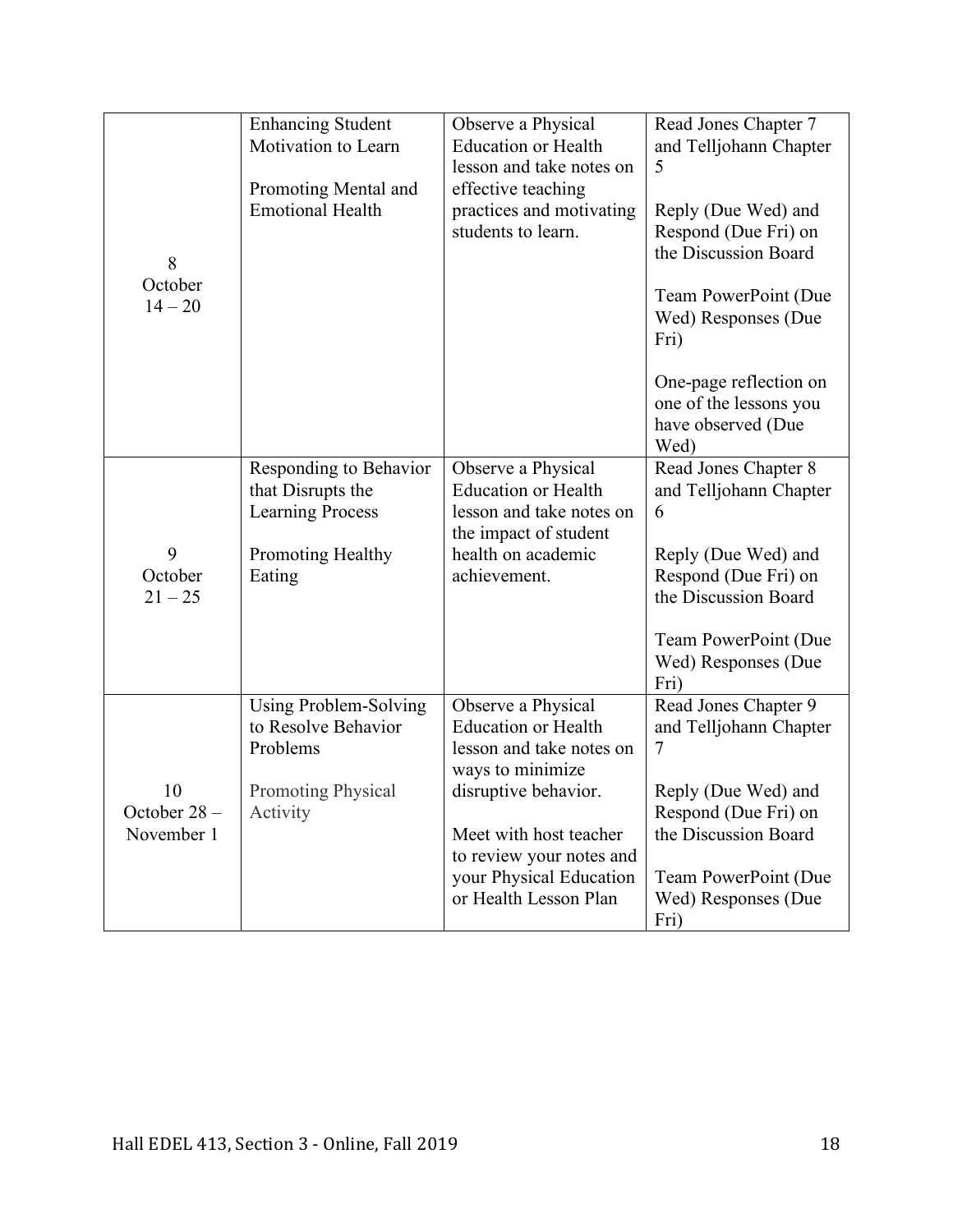| | | | |
|---|---|---|---|
| 8<br>October<br>14 – 20 | Enhancing Student Motivation to Learn<br><br>Promoting Mental and Emotional Health | Observe a Physical Education or Health lesson and take notes on effective teaching practices and motivating students to learn. | Read Jones Chapter 7 and Telljohann Chapter 5<br><br>Reply (Due Wed) and Respond (Due Fri) on the Discussion Board<br><br>Team PowerPoint (Due Wed) Responses (Due Fri)<br><br>One-page reflection on one of the lessons you have observed (Due Wed) |
| 9<br>October<br>21 – 25 | Responding to Behavior that Disrupts the Learning Process<br><br>Promoting Healthy Eating | Observe a Physical Education or Health lesson and take notes on the impact of student health on academic achievement. | Read Jones Chapter 8 and Telljohann Chapter 6<br><br>Reply (Due Wed) and Respond (Due Fri) on the Discussion Board<br><br>Team PowerPoint (Due Wed) Responses (Due Fri) |
| 10<br>October 28 –<br>November 1 | Using Problem-Solving to Resolve Behavior Problems<br><br>Promoting Physical Activity | Observe a Physical Education or Health lesson and take notes on ways to minimize disruptive behavior.<br><br>Meet with host teacher to review your notes and your Physical Education or Health Lesson Plan | Read Jones Chapter 9 and Telljohann Chapter 7<br><br>Reply (Due Wed) and Respond (Due Fri) on the Discussion Board<br><br>Team PowerPoint (Due Wed) Responses (Due Fri) |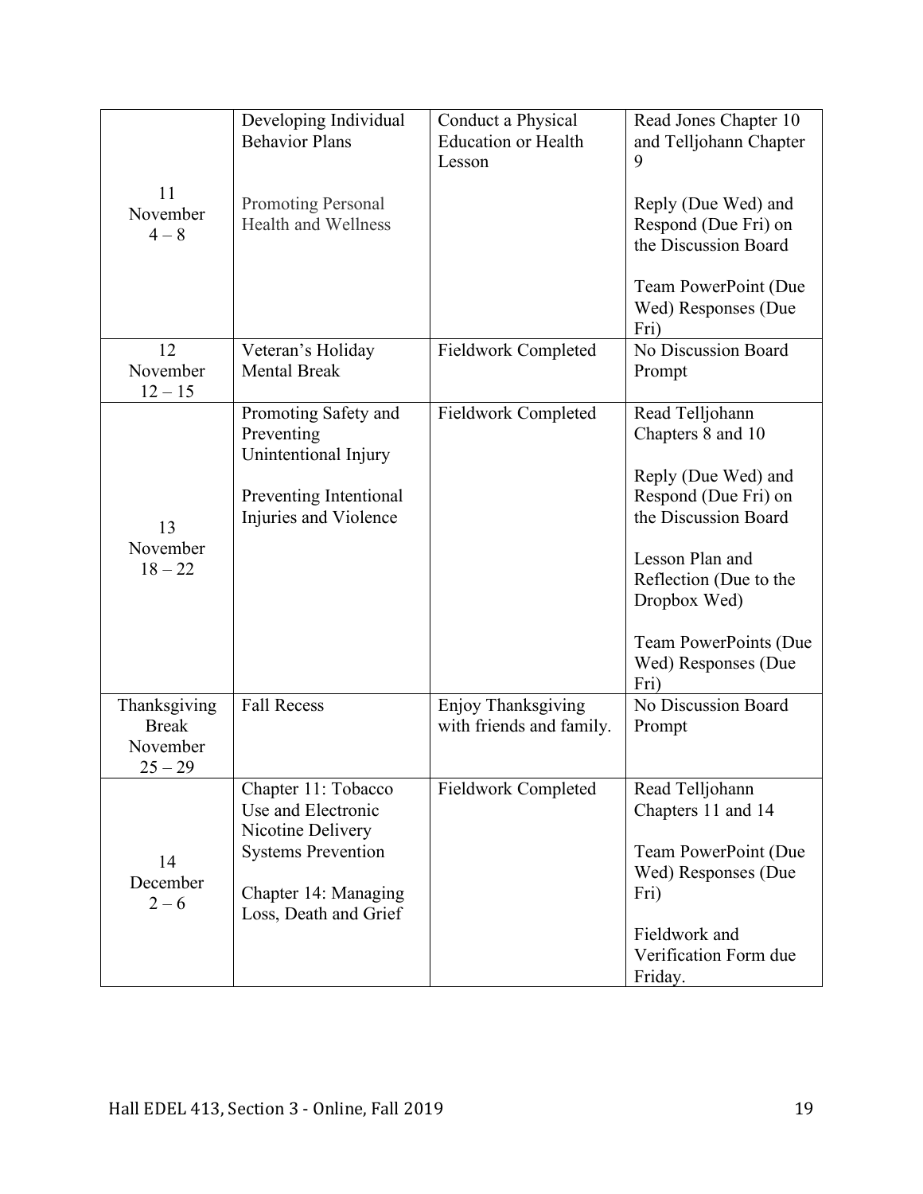| | | | |
|---|---|---|---|
| 11<br>November<br>4 – 8 | Developing Individual Behavior Plans<br><br>Promoting Personal Health and Wellness | Conduct a Physical Education or Health Lesson | Read Jones Chapter 10 and Telljohann Chapter 9<br><br>Reply (Due Wed) and Respond (Due Fri) on the Discussion Board<br><br>Team PowerPoint (Due Wed) Responses (Due Fri) |
| 12<br>November<br>12 – 15 | Veteran's Holiday<br>Mental Break | Fieldwork Completed | No Discussion Board Prompt |
| 13<br>November<br>18 – 22 | Promoting Safety and Preventing Unintentional Injury<br><br>Preventing Intentional Injuries and Violence | Fieldwork Completed | Read Telljohann Chapters 8 and 10<br><br>Reply (Due Wed) and Respond (Due Fri) on the Discussion Board<br><br>Lesson Plan and Reflection (Due to the Dropbox Wed)<br><br>Team PowerPoints (Due Wed) Responses (Due Fri) |
| Thanksgiving<br>Break<br>November<br>25 – 29 | Fall Recess | Enjoy Thanksgiving with friends and family. | No Discussion Board Prompt |
| 14<br>December<br>2 – 6 | Chapter 11: Tobacco Use and Electronic Nicotine Delivery Systems Prevention<br><br>Chapter 14: Managing Loss, Death and Grief | Fieldwork Completed | Read Telljohann Chapters 11 and 14<br><br>Team PowerPoint (Due Wed) Responses (Due Fri)<br><br>Fieldwork and Verification Form due Friday. |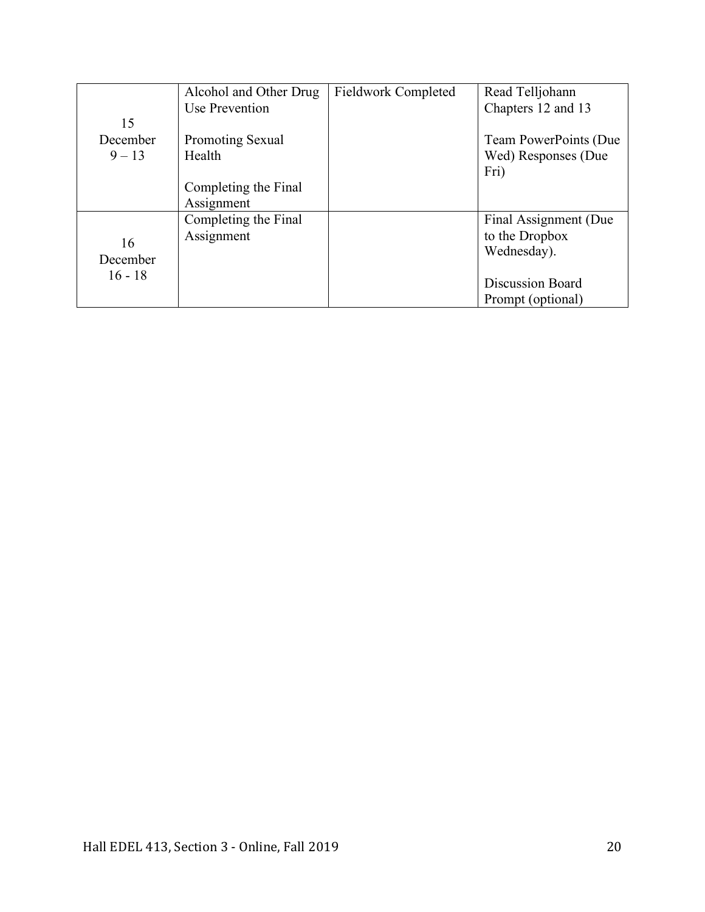| | | | |
|---|---|---|---|
| 15<br>December<br>9 – 13 | Alcohol and Other Drug Use Prevention<br><br>Promoting Sexual Health<br><br>Completing the Final Assignment | Fieldwork Completed | Read Telljohann Chapters 12 and 13<br><br>Team PowerPoints (Due Wed) Responses (Due Fri) |
| 16<br>December<br>16 - 18 | Completing the Final Assignment | | Final Assignment (Due to the Dropbox Wednesday).<br><br>Discussion Board Prompt (optional) |